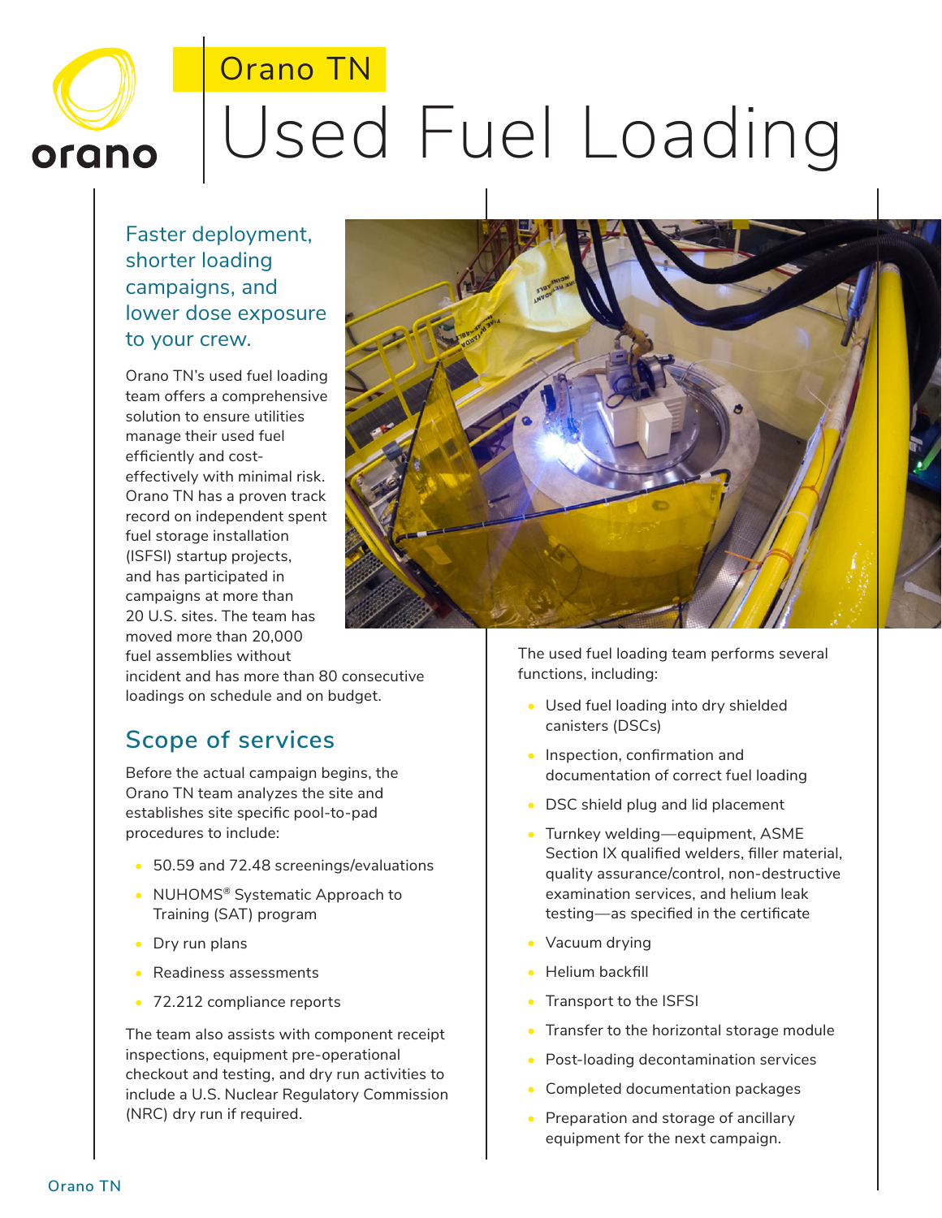# Orano TN

# Used Fuel Loading

## Faster deployment, shorter loading campaigns, and lower dose exposure to your crew.

Orano TN's used fuel loading team offers a comprehensive solution to ensure utilities manage their used fuel efficiently and cost-effectively with minimal risk. Orano TN has a proven track record on independent spent fuel storage installation (ISFSI) startup projects, and has participated in campaigns at more than 20 U.S. sites. The team has moved more than 20,000 fuel assemblies without incident and has more than 80 consecutive loadings on schedule and on budget.

## Scope of services

Before the actual campaign begins, the Orano TN team analyzes the site and establishes site specific pool-to-pad procedures to include:

- 50.59 and 72.48 screenings/evaluations
- NUHOMS® Systematic Approach to Training (SAT) program
- Dry run plans
- Readiness assessments
- 72.212 compliance reports

The team also assists with component receipt inspections, equipment pre-operational checkout and testing, and dry run activities to include a U.S. Nuclear Regulatory Commission (NRC) dry run if required.

The used fuel loading team performs several functions, including:

- Used fuel loading into dry shielded canisters (DSCs)
- Inspection, confirmation and documentation of correct fuel loading
- DSC shield plug and lid placement
- Turnkey welding—equipment, ASME Section IX qualified welders, filler material, quality assurance/control, non-destructive examination services, and helium leak testing—as specified in the certificate
- Vacuum drying
- Helium backfill
- Transport to the ISFSI
- Transfer to the horizontal storage module
- Post-loading decontamination services
- Completed documentation packages
- Preparation and storage of ancillary equipment for the next campaign.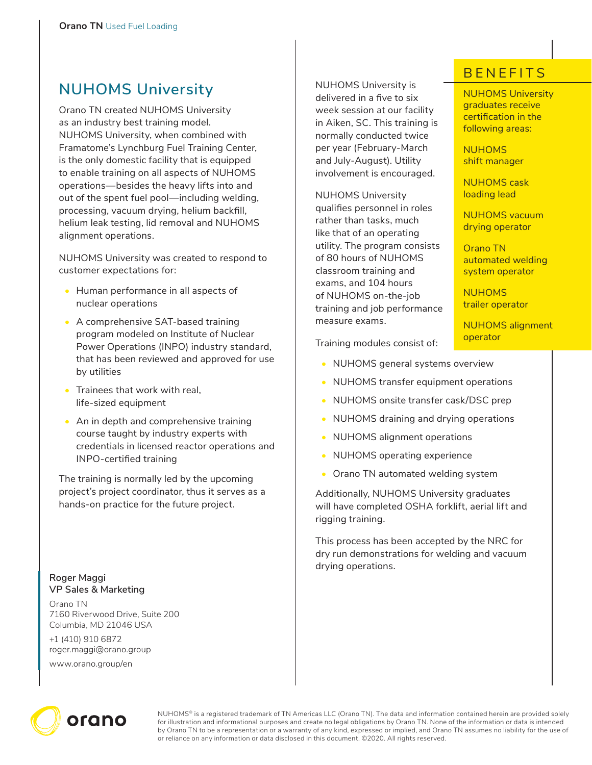# NUHOMS University

Orano TN created NUHOMS University as an industry best training model. NUHOMS University, when combined with Framatome's Lynchburg Fuel Training Center, is the only domestic facility that is equipped to enable training on all aspects of NUHOMS operations—besides the heavy lifts into and out of the spent fuel pool—including welding, processing, vacuum drying, helium backfill, helium leak testing, lid removal and NUHOMS alignment operations.

NUHOMS University was created to respond to customer expectations for:

- Human performance in all aspects of nuclear operations
- A comprehensive SAT-based training program modeled on Institute of Nuclear Power Operations (INPO) industry standard, that has been reviewed and approved for use by utilities
- Trainees that work with real, life-sized equipment
- An in depth and comprehensive training course taught by industry experts with credentials in licensed reactor operations and INPO-certified training

The training is normally led by the upcoming project's project coordinator, thus it serves as a hands-on practice for the future project.

NUHOMS University is delivered in a five to six week session at our facility in Aiken, SC. This training is normally conducted twice per year (February-March and July-August). Utility involvement is encouraged.

NUHOMS University qualifies personnel in roles rather than tasks, much like that of an operating utility. The program consists of 80 hours of NUHOMS classroom training and exams, and 104 hours of NUHOMS on-the-job training and job performance measure exams.

Training modules consist of:

- NUHOMS general systems overview
- NUHOMS transfer equipment operations
- NUHOMS onsite transfer cask/DSC prep
- NUHOMS draining and drying operations
- NUHOMS alignment operations
- NUHOMS operating experience
- Orano TN automated welding system

Additionally, NUHOMS University graduates will have completed OSHA forklift, aerial lift and rigging training.

This process has been accepted by the NRC for dry run demonstrations for welding and vacuum drying operations.

## BENEFITS

NUHOMS University graduates receive certification in the following areas:

NUHOMS shift manager

NUHOMS cask loading lead

NUHOMS vacuum drying operator

Orano TN automated welding system operator

NUHOMS trailer operator

NUHOMS alignment operator

**Roger Maggi**
**VP Sales & Marketing**

Orano TN
7160 Riverwood Drive, Suite 200
Columbia, MD 21046 USA

+1 (410) 910 6872
roger.maggi@orano.group

www.orano.group/en

NUHOMS® is a registered trademark of TN Americas LLC (Orano TN). The data and information contained herein are provided solely for illustration and informational purposes and create no legal obligations by Orano TN. None of the information or data is intended by Orano TN to be a representation or a warranty of any kind, expressed or implied, and Orano TN assumes no liability for the use of or reliance on any information or data disclosed in this document. ©2020. All rights reserved.